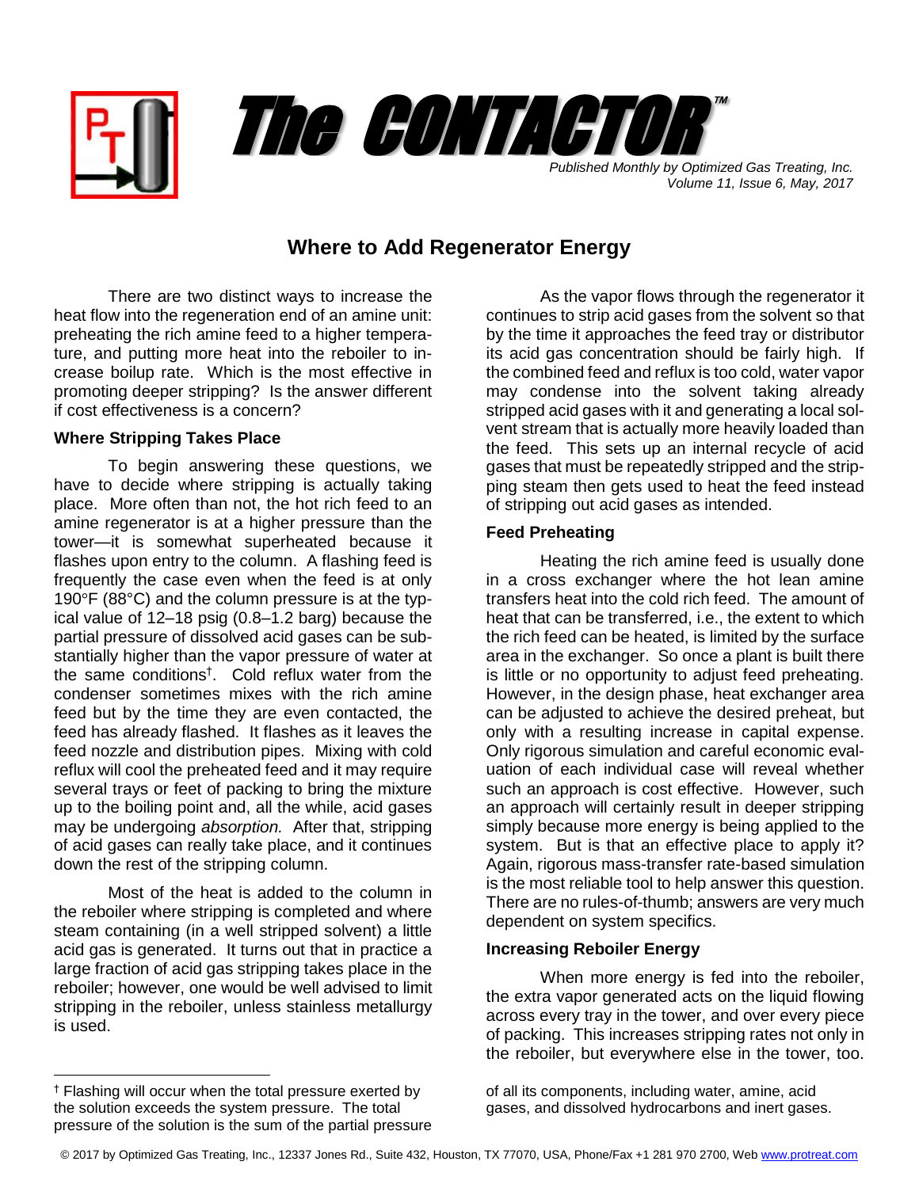# The CONTACTOR™

*Published Monthly by Optimized Gas Treating, Inc.*
*Volume 11, Issue 6, May, 2017*

## Where to Add Regenerator Energy

There are two distinct ways to increase the heat flow into the regeneration end of an amine unit: preheating the rich amine feed to a higher temperature, and putting more heat into the reboiler to increase boilup rate. Which is the most effective in promoting deeper stripping? Is the answer different if cost effectiveness is a concern?

### Where Stripping Takes Place

To begin answering these questions, we have to decide where stripping is actually taking place. More often than not, the hot rich feed to an amine regenerator is at a higher pressure than the tower—it is somewhat superheated because it flashes upon entry to the column. A flashing feed is frequently the case even when the feed is at only 190°F (88°C) and the column pressure is at the typical value of 12–18 psig (0.8–1.2 barg) because the partial pressure of dissolved acid gases can be substantially higher than the vapor pressure of water at the same conditions†. Cold reflux water from the condenser sometimes mixes with the rich amine feed but by the time they are even contacted, the feed has already flashed. It flashes as it leaves the feed nozzle and distribution pipes. Mixing with cold reflux will cool the preheated feed and it may require several trays or feet of packing to bring the mixture up to the boiling point and, all the while, acid gases may be undergoing *absorption.* After that, stripping of acid gases can really take place, and it continues down the rest of the stripping column.

Most of the heat is added to the column in the reboiler where stripping is completed and where steam containing (in a well stripped solvent) a little acid gas is generated. It turns out that in practice a large fraction of acid gas stripping takes place in the reboiler; however, one would be well advised to limit stripping in the reboiler, unless stainless metallurgy is used.

As the vapor flows through the regenerator it continues to strip acid gases from the solvent so that by the time it approaches the feed tray or distributor its acid gas concentration should be fairly high. If the combined feed and reflux is too cold, water vapor may condense into the solvent taking already stripped acid gases with it and generating a local solvent stream that is actually more heavily loaded than the feed. This sets up an internal recycle of acid gases that must be repeatedly stripped and the stripping steam then gets used to heat the feed instead of stripping out acid gases as intended.

### Feed Preheating

Heating the rich amine feed is usually done in a cross exchanger where the hot lean amine transfers heat into the cold rich feed. The amount of heat that can be transferred, i.e., the extent to which the rich feed can be heated, is limited by the surface area in the exchanger. So once a plant is built there is little or no opportunity to adjust feed preheating. However, in the design phase, heat exchanger area can be adjusted to achieve the desired preheat, but only with a resulting increase in capital expense. Only rigorous simulation and careful economic evaluation of each individual case will reveal whether such an approach is cost effective. However, such an approach will certainly result in deeper stripping simply because more energy is being applied to the system. But is that an effective place to apply it? Again, rigorous mass-transfer rate-based simulation is the most reliable tool to help answer this question. There are no rules-of-thumb; answers are very much dependent on system specifics.

### Increasing Reboiler Energy

When more energy is fed into the reboiler, the extra vapor generated acts on the liquid flowing across every tray in the tower, and over every piece of packing. This increases stripping rates not only in the reboiler, but everywhere else in the tower, too.

† Flashing will occur when the total pressure exerted by the solution exceeds the system pressure. The total pressure of the solution is the sum of the partial pressure of all its components, including water, amine, acid gases, and dissolved hydrocarbons and inert gases.

© 2017 by Optimized Gas Treating, Inc., 12337 Jones Rd., Suite 432, Houston, TX 77070, USA, Phone/Fax +1 281 970 2700, Web www.protreat.com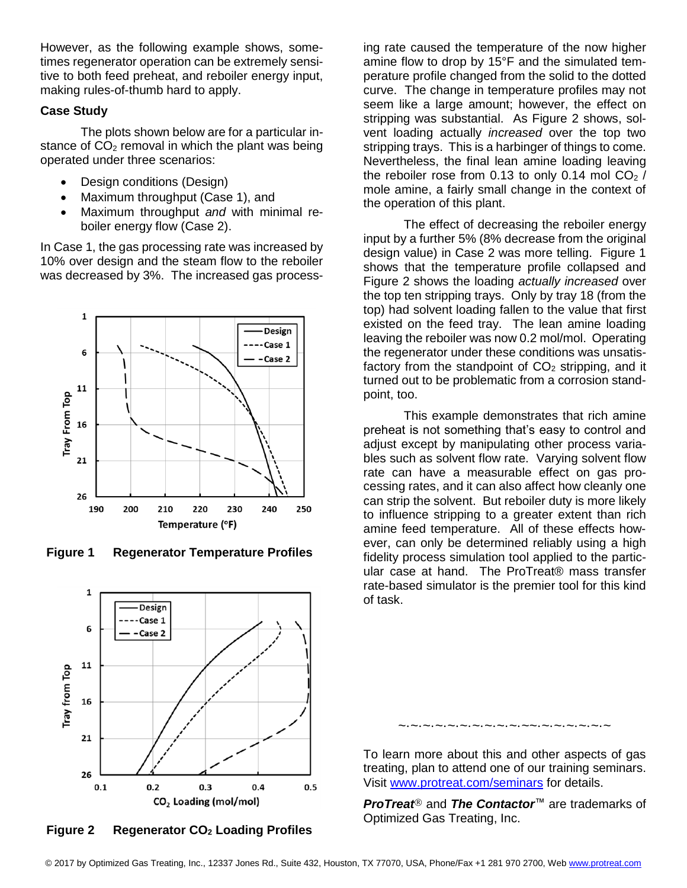However, as the following example shows, sometimes regenerator operation can be extremely sensitive to both feed preheat, and reboiler energy input, making rules-of-thumb hard to apply.

### Case Study

The plots shown below are for a particular instance of $CO_2$ removal in which the plant was being operated under three scenarios:

- Design conditions (Design)
- Maximum throughput (Case 1), and
- Maximum throughput *and* with minimal reboiler energy flow (Case 2).

In Case 1, the gas processing rate was increased by 10% over design and the steam flow to the reboiler was decreased by 3%. The increased gas processing rate caused the temperature of the now higher amine flow to drop by 15°F and the simulated temperature profile changed from the solid to the dotted curve. The change in temperature profiles may not seem like a large amount; however, the effect on stripping was substantial. As Figure 2 shows, solvent loading actually *increased* over the top two stripping trays. This is a harbinger of things to come. Nevertheless, the final lean amine loading leaving the reboiler rose from 0.13 to only 0.14 mol $CO_2$ / mole amine, a fairly small change in the context of the operation of this plant.

Tray From Top
1
6
11
16
21
26
190 200 210 220 230 240 250
Temperature (°F)
Design
Case 1
Case 2

**Figure 1 Regenerator Temperature Profiles**

Tray from Top
1
6
11
16
21
26
0.1 0.2 0.3 0.4 0.5
$CO_2$ Loading (mol/mol)
Design
Case 1
Case 2

**Figure 2 Regenerator $CO_2$ Loading Profiles**

The effect of decreasing the reboiler energy input by a further 5% (8% decrease from the original design value) in Case 2 was more telling. Figure 1 shows that the temperature profile collapsed and Figure 2 shows the loading *actually increased* over the top ten stripping trays. Only by tray 18 (from the top) had solvent loading fallen to the value that first existed on the feed tray. The lean amine loading leaving the reboiler was now 0.2 mol/mol. Operating the regenerator under these conditions was unsatisfactory from the standpoint of $CO_2$ stripping, and it turned out to be problematic from a corrosion standpoint, too.

This example demonstrates that rich amine preheat is not something that's easy to control and adjust except by manipulating other process variables such as solvent flow rate. Varying solvent flow rate can have a measurable effect on gas processing rates, and it can also affect how cleanly one can strip the solvent. But reboiler duty is more likely to influence stripping to a greater extent than rich amine feed temperature. All of these effects however, can only be determined reliably using a high fidelity process simulation tool applied to the particular case at hand. The ProTreat® mass transfer rate-based simulator is the premier tool for this kind of task.

~.~.~.~.~.~.~.~.~.~.~.~~.~.~.~.~.~.~.~

To learn more about this and other aspects of gas treating, plan to attend one of our training seminars. Visit www.protreat.com/seminars for details.

***ProTreat***® and ***The Contactor***™ are trademarks of Optimized Gas Treating, Inc.

© 2017 by Optimized Gas Treating, Inc., 12337 Jones Rd., Suite 432, Houston, TX 77070, USA, Phone/Fax +1 281 970 2700, Web www.protreat.com